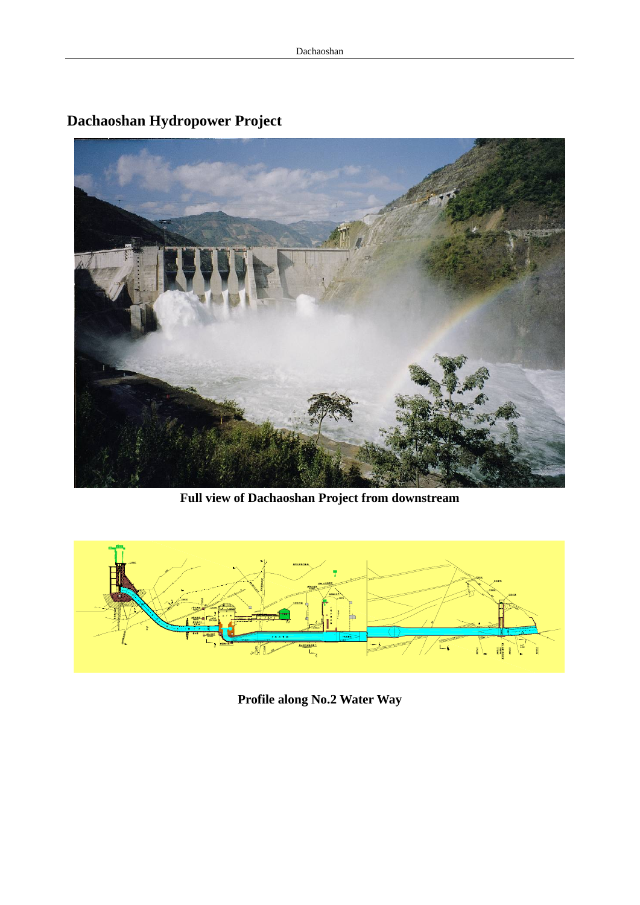# Dachaoshan Hydropower Project

**Full view of Dachaoshan Project from downstream**

**Profile along No.2 Water Way**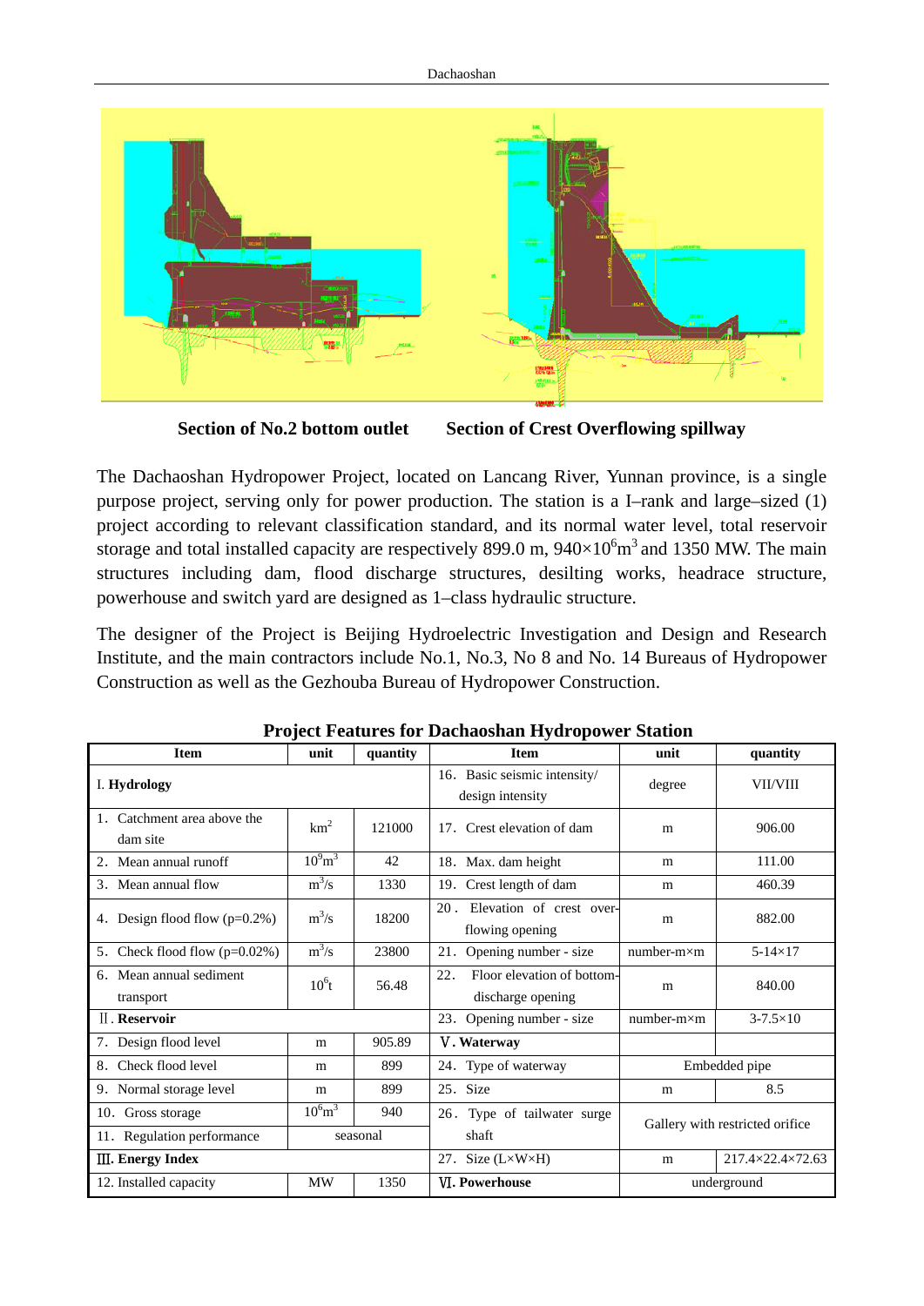**Section of No.2 bottom outlet** **Section of Crest Overflowing spillway**

The Dachaoshan Hydropower Project, located on Lancang River, Yunnan province, is a single purpose project, serving only for power production. The station is a I–rank and large–sized (1) project according to relevant classification standard, and its normal water level, total reservoir storage and total installed capacity are respectively 899.0 m, $940\times10^6$m$^3$ and 1350 MW. The main structures including dam, flood discharge structures, desilting works, headrace structure, powerhouse and switch yard are designed as 1–class hydraulic structure.

The designer of the Project is Beijing Hydroelectric Investigation and Design and Research Institute, and the main contractors include No.1, No.3, No 8 and No. 14 Bureaus of Hydropower Construction as well as the Gezhouba Bureau of Hydropower Construction.

**Project Features for Dachaoshan Hydropower Station**

| Item | unit | quantity | Item | unit | quantity |
|---|---|---|---|---|---|
| I. **Hydrology** | | | 16. Basic seismic intensity/ design intensity | degree | VII/VIII |
| 1. Catchment area above the dam site | km$^2$ | 121000 | 17. Crest elevation of dam | m | 906.00 |
| 2. Mean annual runoff | $10^9$m$^3$ | 42 | 18. Max. dam height | m | 111.00 |
| 3. Mean annual flow | m$^3$/s | 1330 | 19. Crest length of dam | m | 460.39 |
| 4. Design flood flow (p=0.2%) | m$^3$/s | 18200 | 20. Elevation of crest over-flowing opening | m | 882.00 |
| 5. Check flood flow (p=0.02%) | m$^3$/s | 23800 | 21. Opening number - size | number-m×m | 5-14×17 |
| 6. Mean annual sediment transport | $10^6$t | 56.48 | 22. Floor elevation of bottom-discharge opening | m | 840.00 |
| Ⅱ. **Reservoir** | | | 23. Opening number - size | number-m×m | 3-7.5×10 |
| 7. Design flood level | m | 905.89 | Ⅴ. **Waterway** | | |
| 8. Check flood level | m | 899 | 24. Type of waterway | Embedded pipe | |
| 9. Normal storage level | m | 899 | 25. Size | m | 8.5 |
| 10. Gross storage | $10^6$m$^3$ | 940 | 26. Type of tailwater surge shaft | Gallery with restricted orifice | |
| 11. Regulation performance | seasonal | | | | |
| Ⅲ. **Energy Index** | | | 27. Size (L×W×H) | m | 217.4×22.4×72.63 |
| 12. Installed capacity | MW | 1350 | Ⅵ. **Powerhouse** | underground | |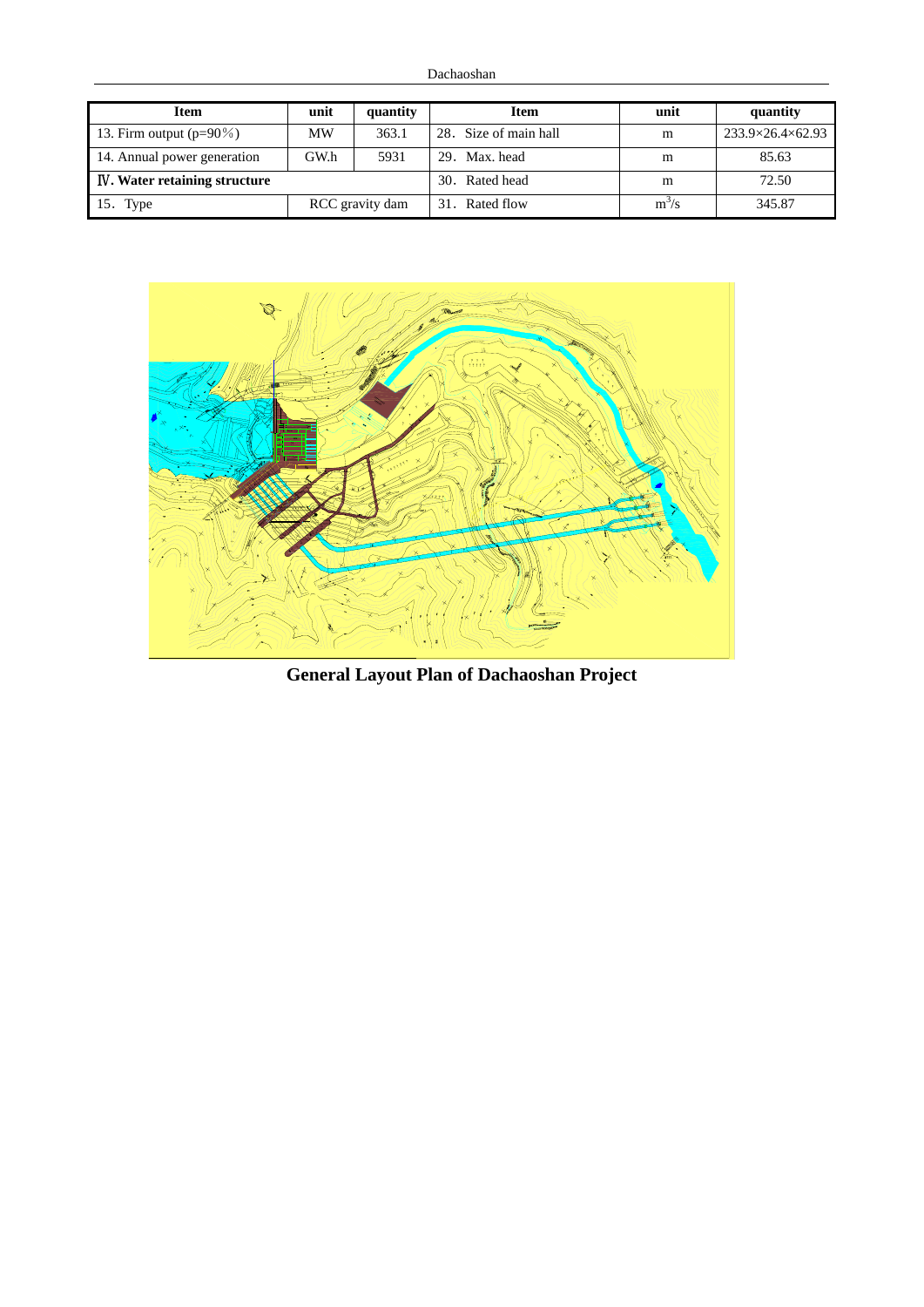| Item | unit | quantity | Item | unit | quantity |
|---|---|---|---|---|---|
| 13. Firm output (p=90％) | MW | 363.1 | 28. Size of main hall | m | 233.9×26.4×62.93 |
| 14. Annual power generation | GW.h | 5931 | 29. Max. head | m | 85.63 |
| **Ⅳ. Water retaining structure** | | | 30. Rated head | m | 72.50 |
| 15. Type | RCC gravity dam | | 31. Rated flow | $m^3/s$ | 345.87 |

**General Layout Plan of Dachaoshan Project**